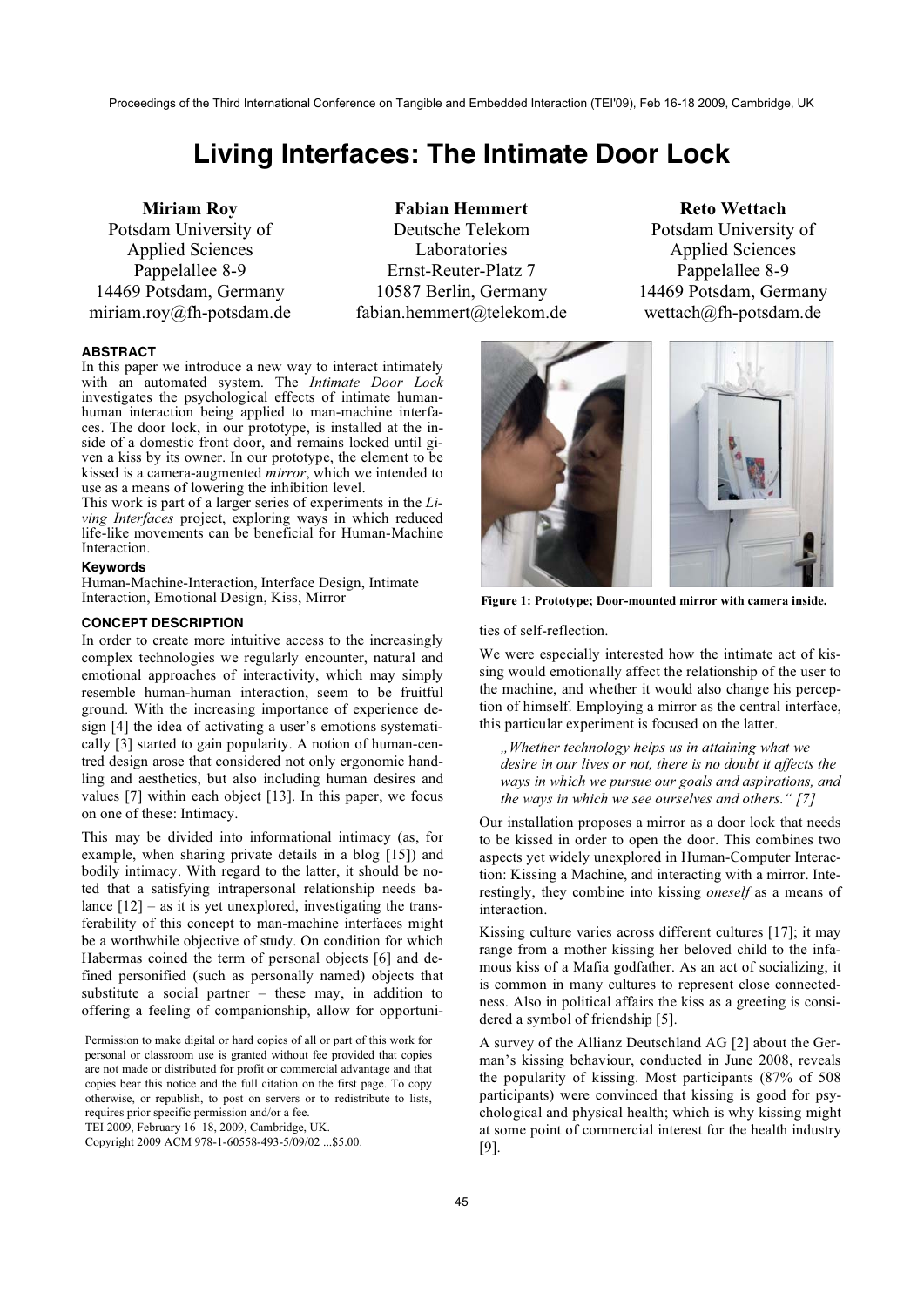# Living Interfaces: The Intimate Door Lock

**Miriam Roy**
Potsdam University of Applied Sciences
Pappelallee 8-9
14469 Potsdam, Germany
miriam.roy@fh-potsdam.de

**Fabian Hemmert**
Deutsche Telekom Laboratories
Ernst-Reuter-Platz 7
10587 Berlin, Germany
fabian.hemmert@telekom.de

**Reto Wettach**
Potsdam University of Applied Sciences
Pappelallee 8-9
14469 Potsdam, Germany
wettach@fh-potsdam.de

## ABSTRACT

In this paper we introduce a new way to interact intimately with an automated system. The *Intimate Door Lock* investigates the psychological effects of intimate human-human interaction being applied to man-machine interfaces. The door lock, in our prototype, is installed at the inside of a domestic front door, and remains locked until given a kiss by its owner. In our prototype, the element to be kissed is a camera-augmented *mirror*, which we intended to use as a means of lowering the inhibition level.

This work is part of a larger series of experiments in the *Living Interfaces* project, exploring ways in which reduced life-like movements can be beneficial for Human-Machine Interaction.

### Keywords

Human-Machine-Interaction, Interface Design, Intimate Interaction, Emotional Design, Kiss, Mirror

## CONCEPT DESCRIPTION

In order to create more intuitive access to the increasingly complex technologies we regularly encounter, natural and emotional approaches of interactivity, which may simply resemble human-human interaction, seem to be fruitful ground. With the increasing importance of experience design [4] the idea of activating a user's emotions systematically [3] started to gain popularity. A notion of human-centred design arose that considered not only ergonomic handling and aesthetics, but also including human desires and values [7] within each object [13]. In this paper, we focus on one of these: Intimacy.

This may be divided into informational intimacy (as, for example, when sharing private details in a blog [15]) and bodily intimacy. With regard to the latter, it should be noted that a satisfying intrapersonal relationship needs balance [12] – as it is yet unexplored, investigating the transferability of this concept to man-machine interfaces might be a worthwhile objective of study. On condition for which Habermas coined the term of personal objects [6] and defined personified (such as personally named) objects that substitute a social partner – these may, in addition to offering a feeling of companionship, allow for opportunities of self-reflection.

Permission to make digital or hard copies of all or part of this work for personal or classroom use is granted without fee provided that copies are not made or distributed for profit or commercial advantage and that copies bear this notice and the full citation on the first page. To copy otherwise, or republish, to post on servers or to redistribute to lists, requires prior specific permission and/or a fee.
TEI 2009, February 16–18, 2009, Cambridge, UK.
Copyright 2009 ACM 978-1-60558-493-5/09/02 ...$5.00.

**Figure 1: Prototype; Door-mounted mirror with camera inside.**

We were especially interested how the intimate act of kissing would emotionally affect the relationship of the user to the machine, and whether it would also change his perception of himself. Employing a mirror as the central interface, this particular experiment is focused on the latter.

> *„Whether technology helps us in attaining what we desire in our lives or not, there is no doubt it affects the ways in which we pursue our goals and aspirations, and the ways in which we see ourselves and others." [7]*

Our installation proposes a mirror as a door lock that needs to be kissed in order to open the door. This combines two aspects yet widely unexplored in Human-Computer Interaction: Kissing a Machine, and interacting with a mirror. Interestingly, they combine into kissing *oneself* as a means of interaction.

Kissing culture varies across different cultures [17]; it may range from a mother kissing her beloved child to the infamous kiss of a Mafia godfather. As an act of socializing, it is common in many cultures to represent close connectedness. Also in political affairs the kiss as a greeting is considered a symbol of friendship [5].

A survey of the Allianz Deutschland AG [2] about the German's kissing behaviour, conducted in June 2008, reveals the popularity of kissing. Most participants (87% of 508 participants) were convinced that kissing is good for psychological and physical health; which is why kissing might at some point of commercial interest for the health industry [9].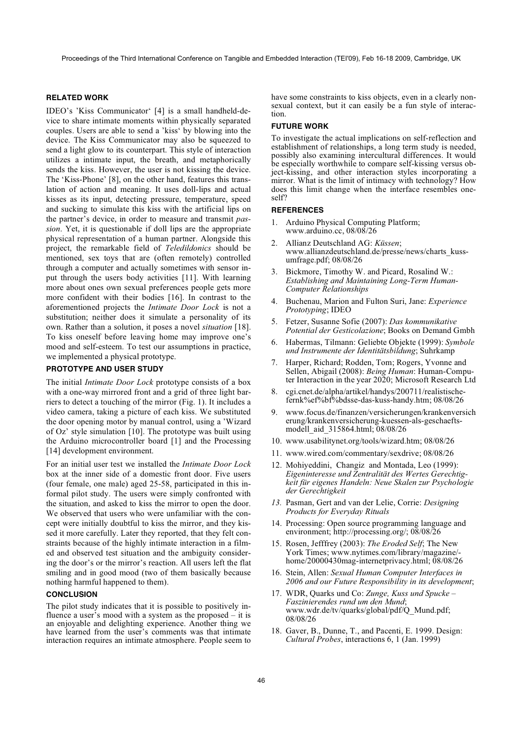## RELATED WORK

IDEO's 'Kiss Communicator' [4] is a small handheld-device to share intimate moments within physically separated couples. Users are able to send a 'kiss' by blowing into the device. The Kiss Communicator may also be squeezed to send a light glow to its counterpart. This style of interaction utilizes a intimate input, the breath, and metaphorically sends the kiss. However, the user is not kissing the device. The 'Kiss-Phone' [8], on the other hand, features this translation of action and meaning. It uses doll-lips and actual kisses as its input, detecting pressure, temperature, speed and sucking to simulate this kiss with the artificial lips on the partner's device, in order to measure and transmit *passion*. Yet, it is questionable if doll lips are the appropriate physical representation of a human partner. Alongside this project, the remarkable field of *Teledildonics* should be mentioned, sex toys that are (often remotely) controlled through a computer and actually sometimes with sensor input through the users body activities [11]. With learning more about ones own sexual preferences people gets more more confident with their bodies [16]. In contrast to the aforementioned projects the *Intimate Door Lock* is not a substitution; neither does it simulate a personality of its own. Rather than a solution, it poses a novel *situation* [18]. To kiss oneself before leaving home may improve one's mood and self-esteem. To test our assumptions in practice, we implemented a physical prototype.

## PROTOTYPE AND USER STUDY

The initial *Intimate Door Lock* prototype consists of a box with a one-way mirrored front and a grid of three light barriers to detect a touching of the mirror (Fig. 1). It includes a video camera, taking a picture of each kiss. We substituted the door opening motor by manual control, using a 'Wizard of Oz' style simulation [10]. The prototype was built using the Arduino microcontroller board [1] and the Processing [14] development environment.

For an initial user test we installed the *Intimate Door Lock* box at the inner side of a domestic front door. Five users (four female, one male) aged 25-58, participated in this informal pilot study. The users were simply confronted with the situation, and asked to kiss the mirror to open the door. We observed that users who were unfamiliar with the concept were initially doubtful to kiss the mirror, and they kissed it more carefully. Later they reported, that they felt constraints because of the highly intimate interaction in a filmed and observed test situation and the ambiguity considering the door's or the mirror's reaction. All users left the flat smiling and in good mood (two of them basically because nothing harmful happened to them).

## CONCLUSION

The pilot study indicates that it is possible to positively influence a user's mood with a system as the proposed – it is an enjoyable and delighting experience. Another thing we have learned from the user's comments was that intimate interaction requires an intimate atmosphere. People seem to have some constraints to kiss objects, even in a clearly non-sexual context, but it can easily be a fun style of interaction.

## FUTURE WORK

To investigate the actual implications on self-reflection and establishment of relationships, a long term study is needed, possibly also examining intercultural differences. It would be especially worthwhile to compare self-kissing versus object-kissing, and other interaction styles incorporating a mirror. What is the limit of intimacy with technology? How does this limit change when the interface resembles oneself?

## REFERENCES

1. Arduino Physical Computing Platform; www.arduino.cc, 08/08/26
2. Allianz Deutschland AG: *Küssen*; www.allianzdeutschland.de/presse/news/charts_kuss-umfrage.pdf; 08/08/26
3. Bickmore, Timothy W. and Picard, Rosalind W.: *Establishing and Maintaining Long-Term Human-Computer Relationships*
4. Buchenau, Marion and Fulton Suri, Jane: *Experience Prototyping*; IDEO
5. Fetzer, Susanne Sofie (2007): *Das kommunikative Potential der Gesticolazione*; Books on Demand Gmbh
6. Habermas, Tilmann: Geliebte Objekte (1999): *Symbole und Instrumente der Identitätsbildung*; Suhrkamp
7. Harper, Richard; Rodden, Tom; Rogers, Yvonne and Sellen, Abigail (2008): *Being Human*: Human-Computer Interaction in the year 2020; Microsoft Research Ltd
8. cgi.cnet.de/alpha/artikel/handys/200711/realistische-fernk%ef%bf%bdsse-das-kuss-handy.htm; 08/08/26
9. www.focus.de/finanzen/versicherungen/krankenversicherung/krankenversicherung-kuessen-als-geschaefts-modell_aid_315864.html; 08/08/26
10. www.usabilitynet.org/tools/wizard.htm; 08/08/26
11. www.wired.com/commentary/sexdrive; 08/08/26
12. Mohiyeddini, Changiz and Montada, Leo (1999): *Eigeninteresse und Zentralität des Wertes Gerechtigkeit für eigenes Handeln: Neue Skalen zur Psychologie der Gerechtigkeit*
13. Pasman, Gert and van der Lelie, Corrie: *Designing Products for Everyday Rituals*
14. Processing: Open source programming language and environment; http://processing.org/; 08/08/26
15. Rosen, Jefffrey (2003): *The Eroded Self*; The New York Times; www.nytimes.com/library/magazine/-home/20000430mag-internetprivacy.html; 08/08/26
16. Stein, Allen: *Sexual Human Computer Interfaces in 2006 and our Future Responsibility in its development*;
17. WDR, Quarks und Co: *Zunge, Kuss und Spucke – Faszinierendes rund um den Mund*; www.wdr.de/tv/quarks/global/pdf/Q_Mund.pdf; 08/08/26
18. Gaver, B., Dunne, T., and Pacenti, E. 1999. Design: *Cultural Probes*, interactions 6, 1 (Jan. 1999)